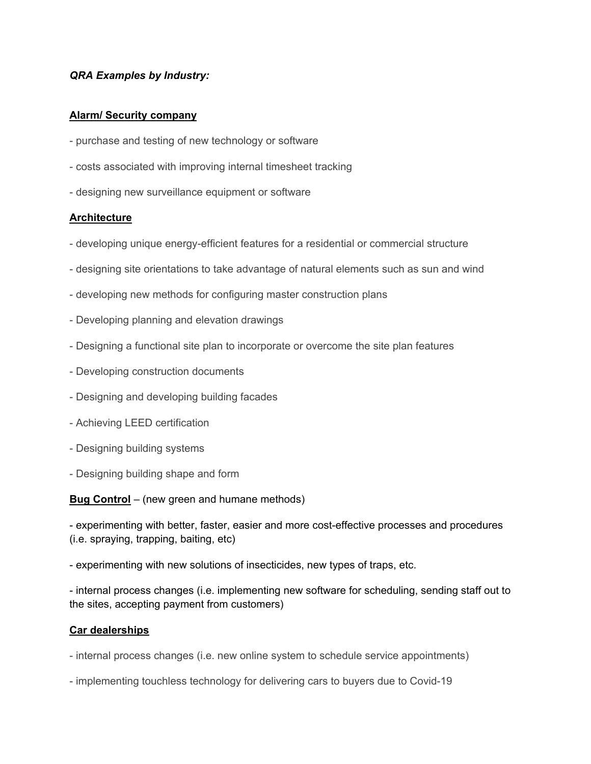***QRA Examples by Industry:***

**Alarm/ Security company**

- purchase and testing of new technology or software

- costs associated with improving internal timesheet tracking

- designing new surveillance equipment or software

**Architecture**

- developing unique energy-efficient features for a residential or commercial structure

- designing site orientations to take advantage of natural elements such as sun and wind

- developing new methods for configuring master construction plans

- Developing planning and elevation drawings

- Designing a functional site plan to incorporate or overcome the site plan features

- Developing construction documents

- Designing and developing building facades

- Achieving LEED certification

- Designing building systems

- Designing building shape and form

**Bug Control** – (new green and humane methods)

- experimenting with better, faster, easier and more cost-effective processes and procedures (i.e. spraying, trapping, baiting, etc)

- experimenting with new solutions of insecticides, new types of traps, etc.

- internal process changes (i.e. implementing new software for scheduling, sending staff out to the sites, accepting payment from customers)

**Car dealerships**

- internal process changes (i.e. new online system to schedule service appointments)

- implementing touchless technology for delivering cars to buyers due to Covid-19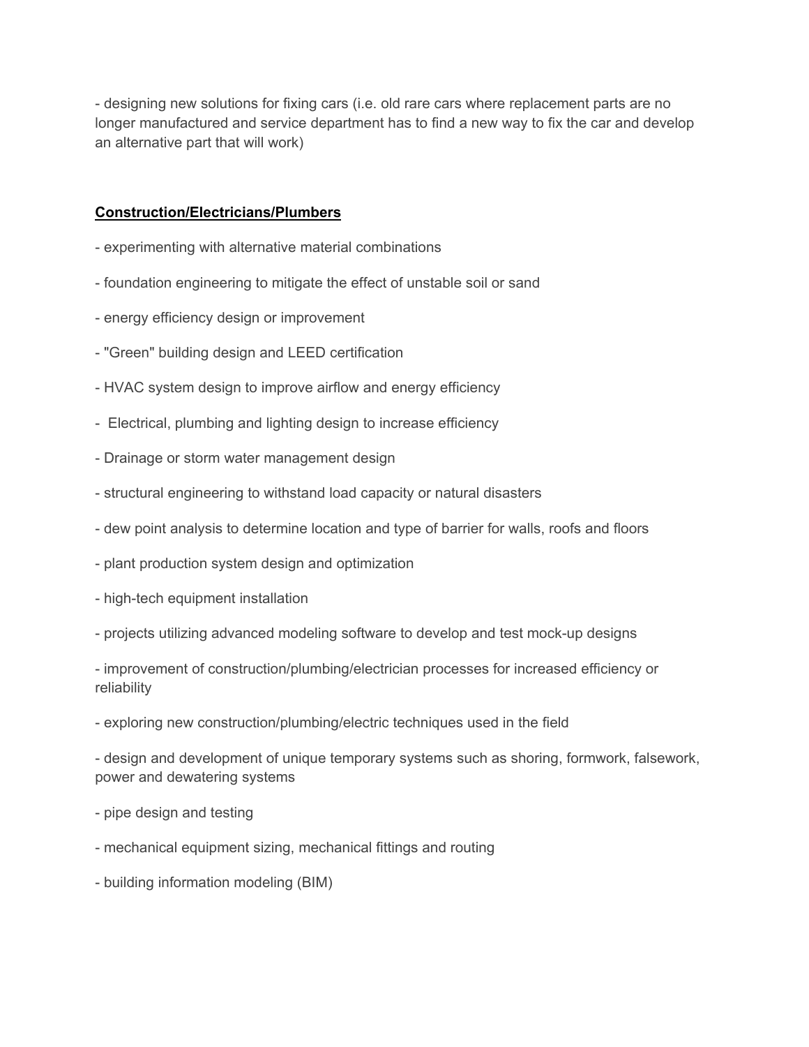- designing new solutions for fixing cars (i.e. old rare cars where replacement parts are no longer manufactured and service department has to find a new way to fix the car and develop an alternative part that will work)

**Construction/Electricians/Plumbers**

- experimenting with alternative material combinations
- foundation engineering to mitigate the effect of unstable soil or sand
- energy efficiency design or improvement
- "Green" building design and LEED certification
- HVAC system design to improve airflow and energy efficiency
- Electrical, plumbing and lighting design to increase efficiency
- Drainage or storm water management design
- structural engineering to withstand load capacity or natural disasters
- dew point analysis to determine location and type of barrier for walls, roofs and floors
- plant production system design and optimization
- high-tech equipment installation
- projects utilizing advanced modeling software to develop and test mock-up designs
- improvement of construction/plumbing/electrician processes for increased efficiency or reliability
- exploring new construction/plumbing/electric techniques used in the field
- design and development of unique temporary systems such as shoring, formwork, falsework, power and dewatering systems
- pipe design and testing
- mechanical equipment sizing, mechanical fittings and routing
- building information modeling (BIM)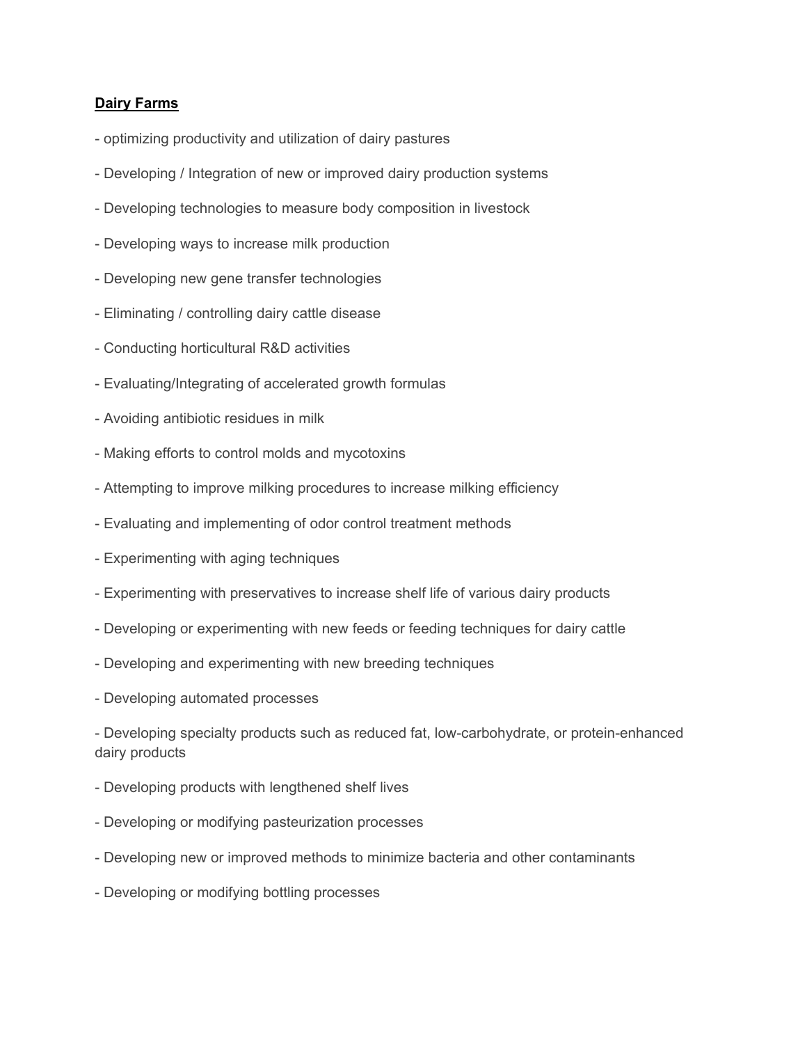**Dairy Farms**

- optimizing productivity and utilization of dairy pastures
- Developing / Integration of new or improved dairy production systems
- Developing technologies to measure body composition in livestock
- Developing ways to increase milk production
- Developing new gene transfer technologies
- Eliminating / controlling dairy cattle disease
- Conducting horticultural R&D activities
- Evaluating/Integrating of accelerated growth formulas
- Avoiding antibiotic residues in milk
- Making efforts to control molds and mycotoxins
- Attempting to improve milking procedures to increase milking efficiency
- Evaluating and implementing of odor control treatment methods
- Experimenting with aging techniques
- Experimenting with preservatives to increase shelf life of various dairy products
- Developing or experimenting with new feeds or feeding techniques for dairy cattle
- Developing and experimenting with new breeding techniques
- Developing automated processes
- Developing specialty products such as reduced fat, low-carbohydrate, or protein-enhanced dairy products
- Developing products with lengthened shelf lives
- Developing or modifying pasteurization processes
- Developing new or improved methods to minimize bacteria and other contaminants
- Developing or modifying bottling processes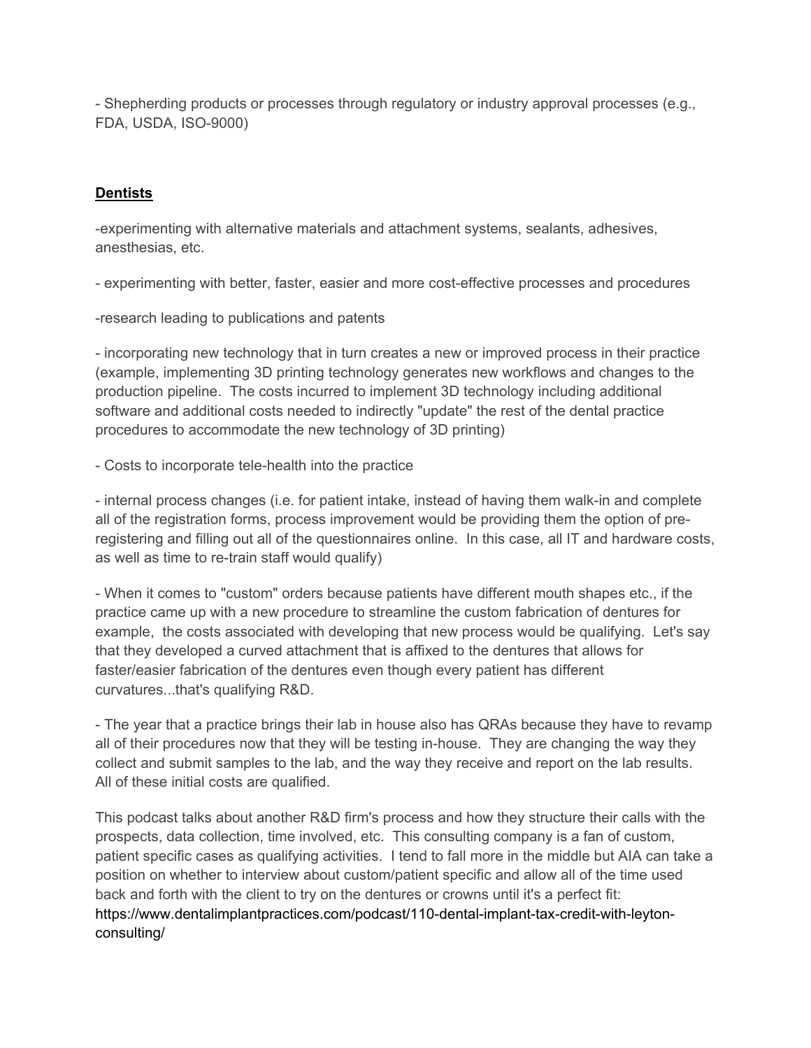- Shepherding products or processes through regulatory or industry approval processes (e.g., FDA, USDA, ISO-9000)

**<u>Dentists</u>**

-experimenting with alternative materials and attachment systems, sealants, adhesives, anesthesias, etc.

- experimenting with better, faster, easier and more cost-effective processes and procedures

-research leading to publications and patents

- incorporating new technology that in turn creates a new or improved process in their practice (example, implementing 3D printing technology generates new workflows and changes to the production pipeline. The costs incurred to implement 3D technology including additional software and additional costs needed to indirectly "update" the rest of the dental practice procedures to accommodate the new technology of 3D printing)

- Costs to incorporate tele-health into the practice

- internal process changes (i.e. for patient intake, instead of having them walk-in and complete all of the registration forms, process improvement would be providing them the option of pre-registering and filling out all of the questionnaires online. In this case, all IT and hardware costs, as well as time to re-train staff would qualify)

- When it comes to "custom" orders because patients have different mouth shapes etc., if the practice came up with a new procedure to streamline the custom fabrication of dentures for example, the costs associated with developing that new process would be qualifying. Let's say that they developed a curved attachment that is affixed to the dentures that allows for faster/easier fabrication of the dentures even though every patient has different curvatures...that's qualifying R&D.

- The year that a practice brings their lab in house also has QRAs because they have to revamp all of their procedures now that they will be testing in-house. They are changing the way they collect and submit samples to the lab, and the way they receive and report on the lab results. All of these initial costs are qualified.

This podcast talks about another R&D firm's process and how they structure their calls with the prospects, data collection, time involved, etc. This consulting company is a fan of custom, patient specific cases as qualifying activities. I tend to fall more in the middle but AIA can take a position on whether to interview about custom/patient specific and allow all of the time used back and forth with the client to try on the dentures or crowns until it's a perfect fit: https://www.dentalimplantpractices.com/podcast/110-dental-implant-tax-credit-with-leyton-consulting/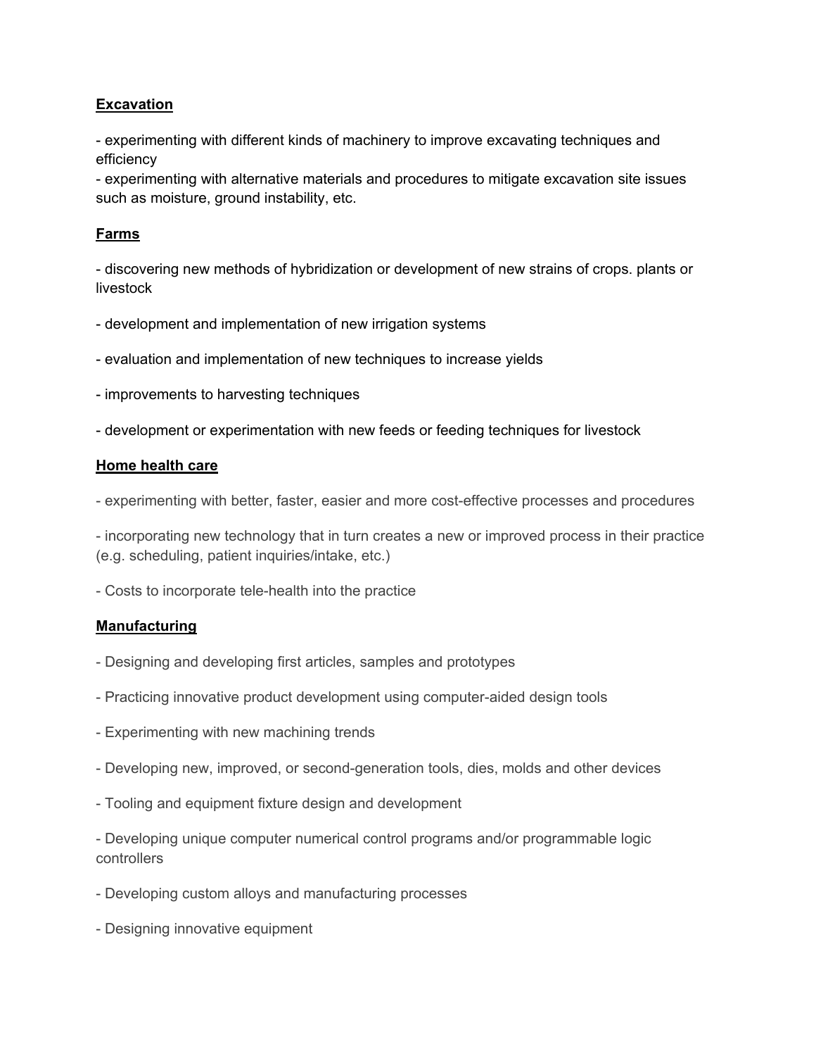**Excavation**

- experimenting with different kinds of machinery to improve excavating techniques and efficiency
- experimenting with alternative materials and procedures to mitigate excavation site issues such as moisture, ground instability, etc.

**Farms**

- discovering new methods of hybridization or development of new strains of crops. plants or livestock

- development and implementation of new irrigation systems

- evaluation and implementation of new techniques to increase yields

- improvements to harvesting techniques

- development or experimentation with new feeds or feeding techniques for livestock

**Home health care**

- experimenting with better, faster, easier and more cost-effective processes and procedures

- incorporating new technology that in turn creates a new or improved process in their practice (e.g. scheduling, patient inquiries/intake, etc.)

- Costs to incorporate tele-health into the practice

**Manufacturing**

- Designing and developing first articles, samples and prototypes

- Practicing innovative product development using computer-aided design tools

- Experimenting with new machining trends

- Developing new, improved, or second-generation tools, dies, molds and other devices

- Tooling and equipment fixture design and development

- Developing unique computer numerical control programs and/or programmable logic controllers

- Developing custom alloys and manufacturing processes

- Designing innovative equipment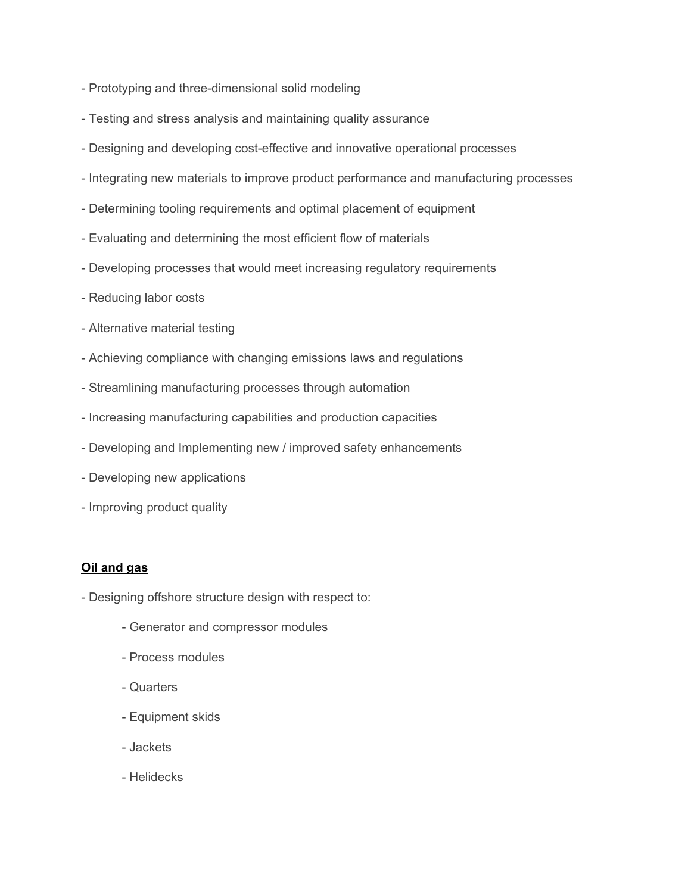- Prototyping and three-dimensional solid modeling
- Testing and stress analysis and maintaining quality assurance
- Designing and developing cost-effective and innovative operational processes
- Integrating new materials to improve product performance and manufacturing processes
- Determining tooling requirements and optimal placement of equipment
- Evaluating and determining the most efficient flow of materials
- Developing processes that would meet increasing regulatory requirements
- Reducing labor costs
- Alternative material testing
- Achieving compliance with changing emissions laws and regulations
- Streamlining manufacturing processes through automation
- Increasing manufacturing capabilities and production capacities
- Developing and Implementing new / improved safety enhancements
- Developing new applications
- Improving product quality

**Oil and gas**

- Designing offshore structure design with respect to:
    - Generator and compressor modules
    - Process modules
    - Quarters
    - Equipment skids
    - Jackets
    - Helidecks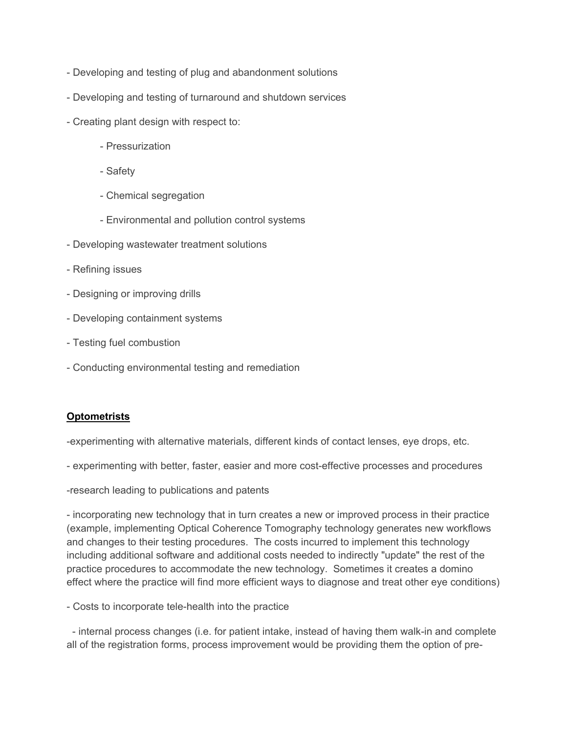- Developing and testing of plug and abandonment solutions
- Developing and testing of turnaround and shutdown services
- Creating plant design with respect to:
    - Pressurization
    - Safety
    - Chemical segregation
    - Environmental and pollution control systems
- Developing wastewater treatment solutions
- Refining issues
- Designing or improving drills
- Developing containment systems
- Testing fuel combustion
- Conducting environmental testing and remediation

**Optometrists**

-experimenting with alternative materials, different kinds of contact lenses, eye drops, etc.

- experimenting with better, faster, easier and more cost-effective processes and procedures

-research leading to publications and patents

- incorporating new technology that in turn creates a new or improved process in their practice (example, implementing Optical Coherence Tomography technology generates new workflows and changes to their testing procedures. The costs incurred to implement this technology including additional software and additional costs needed to indirectly "update" the rest of the practice procedures to accommodate the new technology. Sometimes it creates a domino effect where the practice will find more efficient ways to diagnose and treat other eye conditions)

- Costs to incorporate tele-health into the practice

- internal process changes (i.e. for patient intake, instead of having them walk-in and complete all of the registration forms, process improvement would be providing them the option of pre-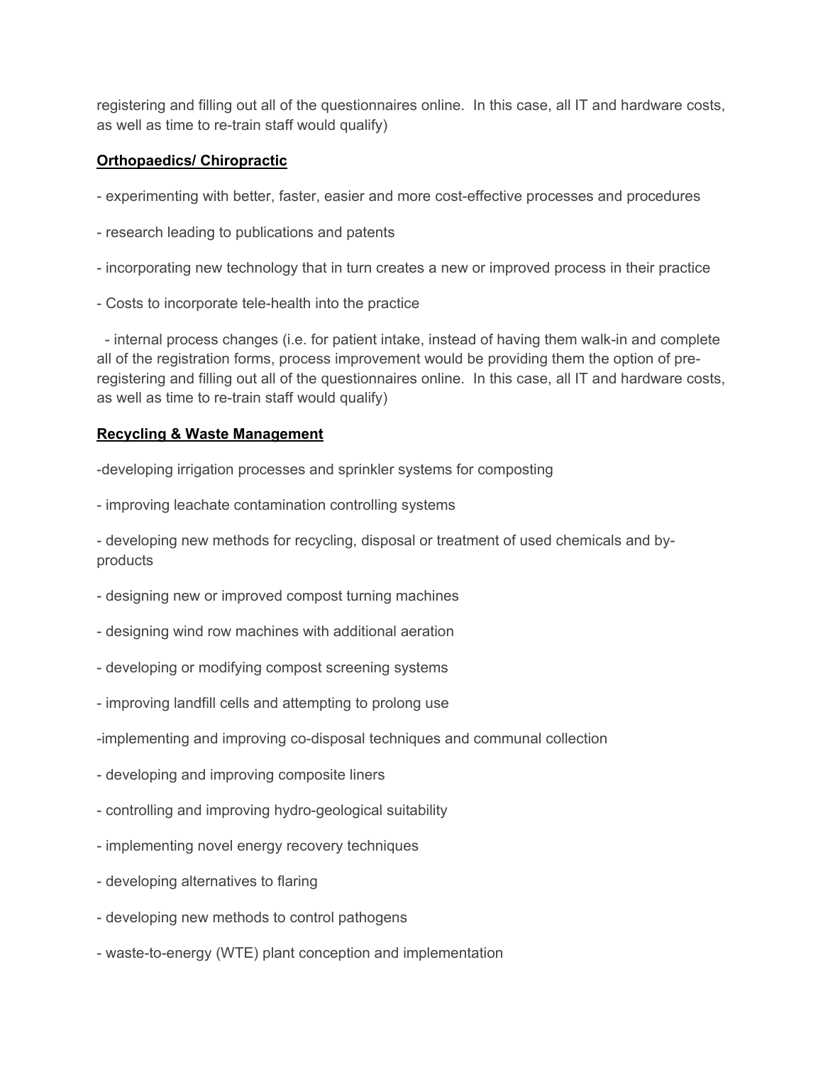registering and filling out all of the questionnaires online. In this case, all IT and hardware costs, as well as time to re-train staff would qualify)

**Orthopaedics/ Chiropractic**

- experimenting with better, faster, easier and more cost-effective processes and procedures
- research leading to publications and patents
- incorporating new technology that in turn creates a new or improved process in their practice
- Costs to incorporate tele-health into the practice
- internal process changes (i.e. for patient intake, instead of having them walk-in and complete all of the registration forms, process improvement would be providing them the option of pre-registering and filling out all of the questionnaires online. In this case, all IT and hardware costs, as well as time to re-train staff would qualify)

**Recycling & Waste Management**

- developing irrigation processes and sprinkler systems for composting
- improving leachate contamination controlling systems
- developing new methods for recycling, disposal or treatment of used chemicals and by-products
- designing new or improved compost turning machines
- designing wind row machines with additional aeration
- developing or modifying compost screening systems
- improving landfill cells and attempting to prolong use
- implementing and improving co-disposal techniques and communal collection
- developing and improving composite liners
- controlling and improving hydro-geological suitability
- implementing novel energy recovery techniques
- developing alternatives to flaring
- developing new methods to control pathogens
- waste-to-energy (WTE) plant conception and implementation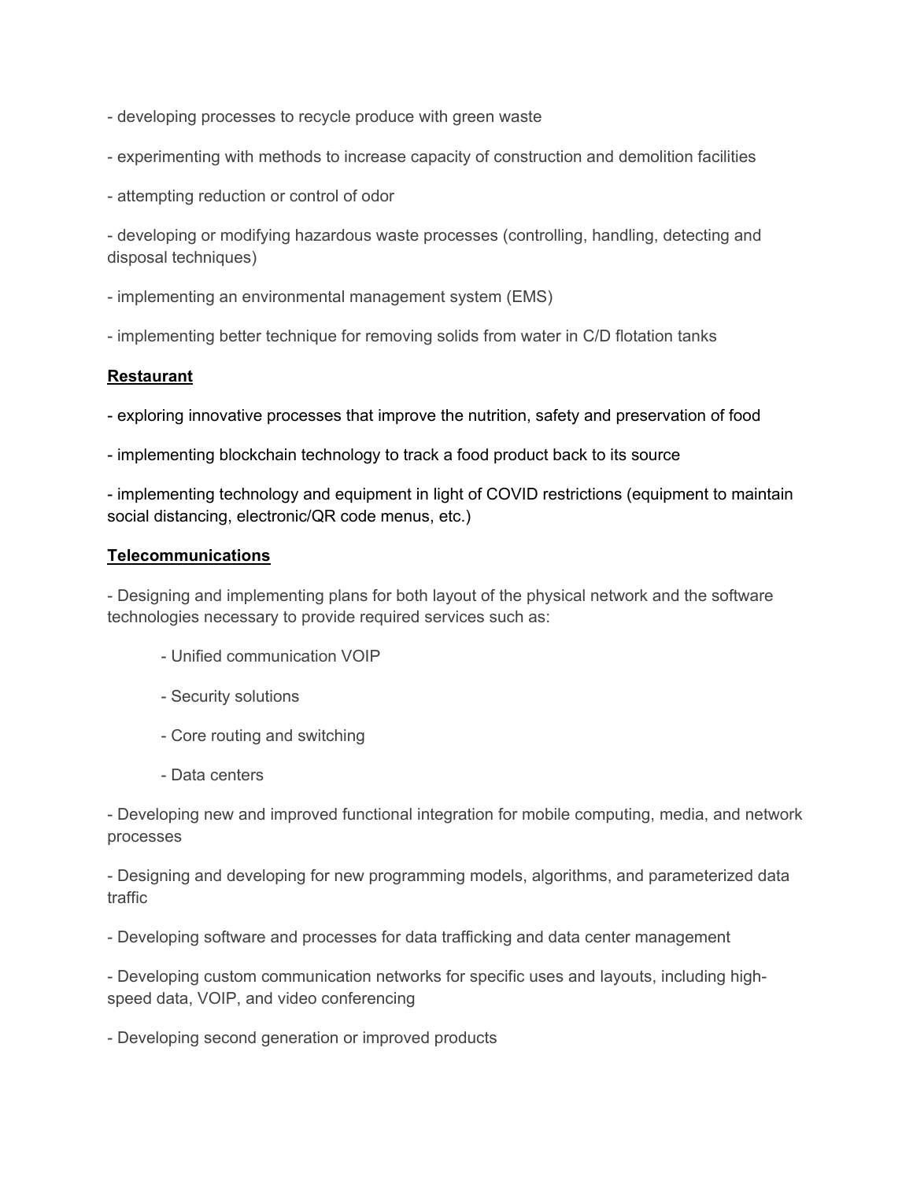- developing processes to recycle produce with green waste

- experimenting with methods to increase capacity of construction and demolition facilities

- attempting reduction or control of odor

- developing or modifying hazardous waste processes (controlling, handling, detecting and disposal techniques)

- implementing an environmental management system (EMS)

- implementing better technique for removing solids from water in C/D flotation tanks

**Restaurant**

- exploring innovative processes that improve the nutrition, safety and preservation of food

- implementing blockchain technology to track a food product back to its source

- implementing technology and equipment in light of COVID restrictions (equipment to maintain social distancing, electronic/QR code menus, etc.)

**Telecommunications**

- Designing and implementing plans for both layout of the physical network and the software technologies necessary to provide required services such as:

    - Unified communication VOIP

    - Security solutions

    - Core routing and switching

    - Data centers

- Developing new and improved functional integration for mobile computing, media, and network processes

- Designing and developing for new programming models, algorithms, and parameterized data traffic

- Developing software and processes for data trafficking and data center management

- Developing custom communication networks for specific uses and layouts, including high-speed data, VOIP, and video conferencing

- Developing second generation or improved products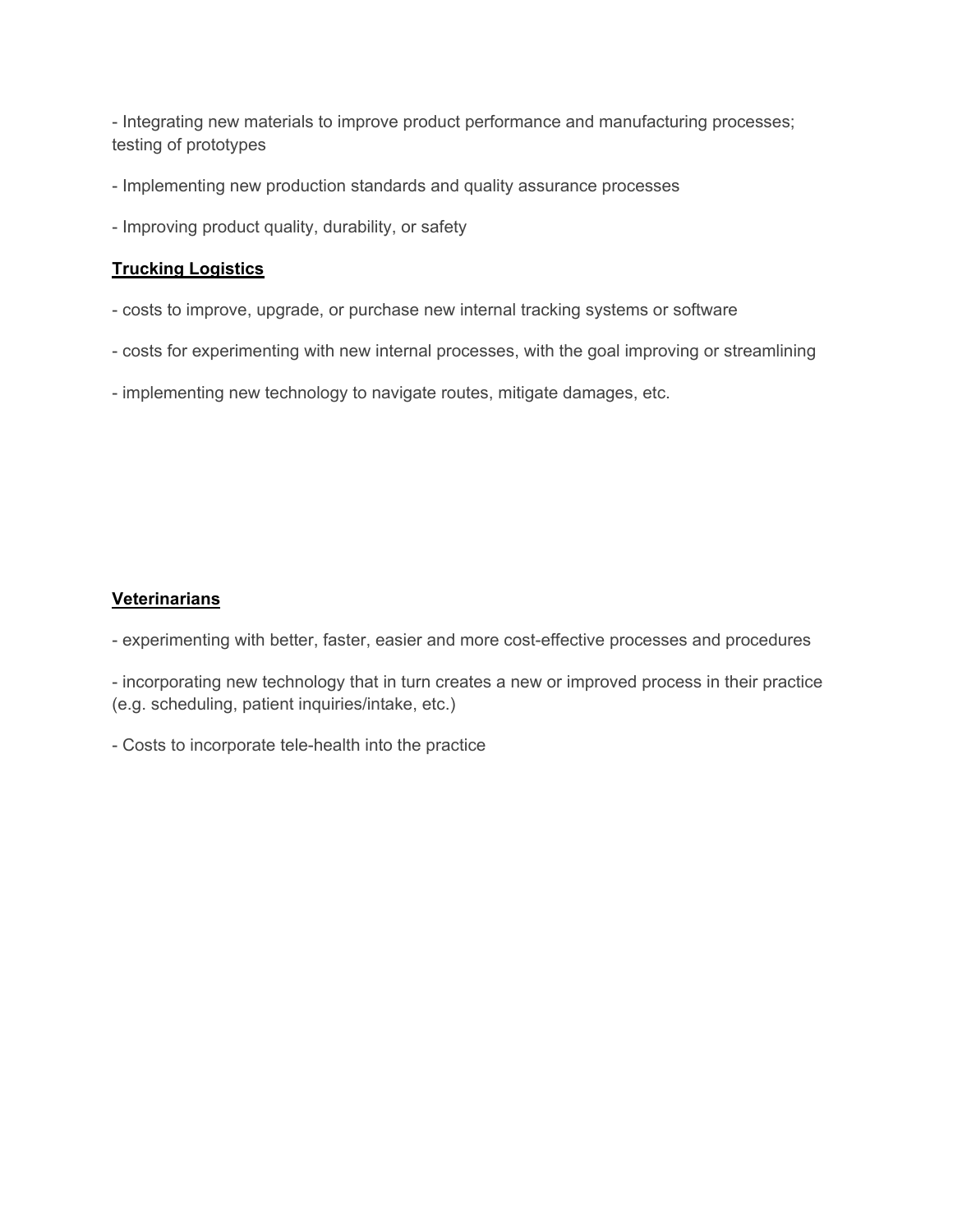- Integrating new materials to improve product performance and manufacturing processes; testing of prototypes

- Implementing new production standards and quality assurance processes

- Improving product quality, durability, or safety

**Trucking Logistics**

- costs to improve, upgrade, or purchase new internal tracking systems or software

- costs for experimenting with new internal processes, with the goal improving or streamlining

- implementing new technology to navigate routes, mitigate damages, etc.

**Veterinarians**

- experimenting with better, faster, easier and more cost-effective processes and procedures

- incorporating new technology that in turn creates a new or improved process in their practice (e.g. scheduling, patient inquiries/intake, etc.)

- Costs to incorporate tele-health into the practice